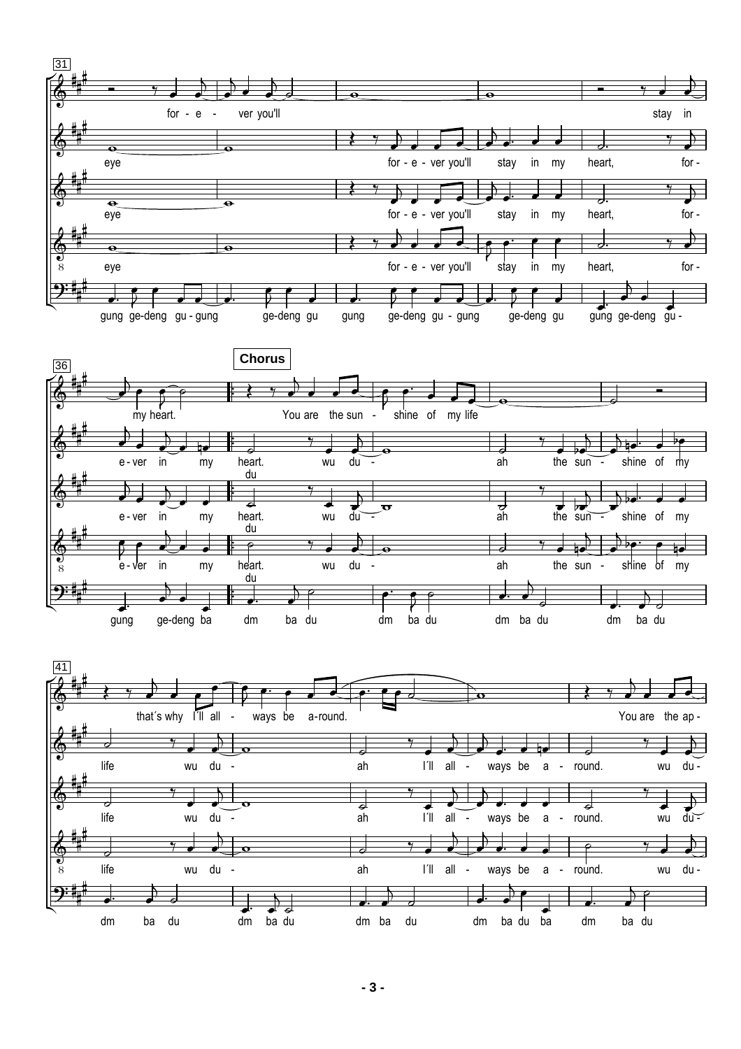31

for - e - ver you'll stay in

eye for - e - ver you'll stay in my heart, for -

eye for - e - ver you'll stay in my heart, for -

eye for - e - ver you'll stay in my heart, for -

gung ge-deng gu - gung ge-deng gu gung ge-deng gu - gung ge-deng gu gung ge-deng gu -

36

**Chorus**

my heart. You are the sun - shine of my life

e - ver in my heart. du wu du - ah the sun - shine of my

e - ver in my heart. du wu du - ah the sun - shine of my

e - ver in my heart. du wu du - ah the sun - shine of my

gung ge-deng ba dm ba du dm ba du dm ba du dm ba du

41

that´s why I´ll all - ways be a-round. You are the ap -

life wu du - ah I´ll all - ways be a - round. wu du -

life wu du - ah I´ll all - ways be a - round. wu du -

life wu du - ah I´ll all - ways be a - round. wu du -

dm ba du dm ba du dm ba du dm ba du ba dm ba du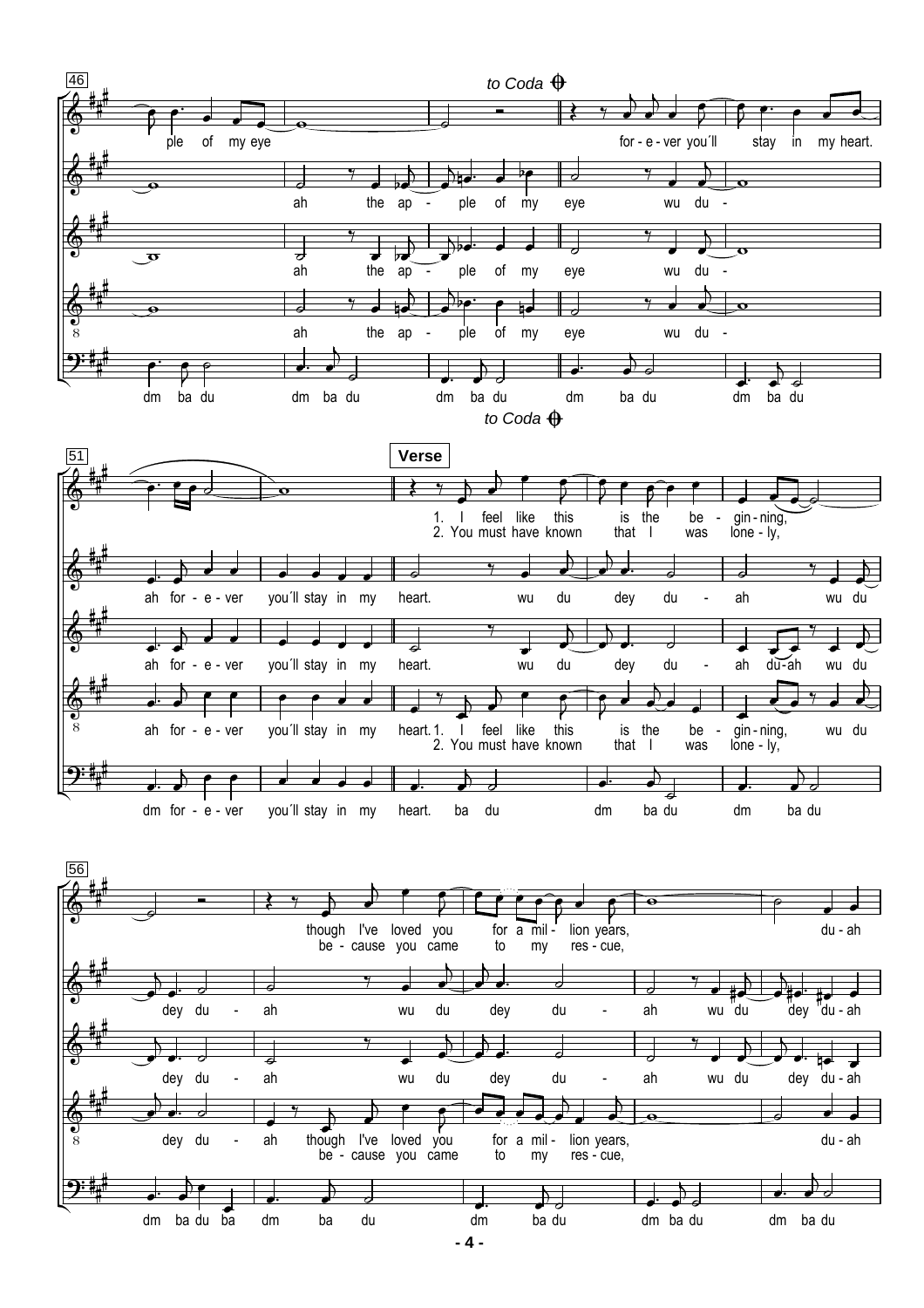46

*to Coda* 𝄌

ple of my eye — for - e - ver you´ll stay in my heart.

ah the ap - ple of my eye wu du -

ah the ap - ple of my eye wu du -

ah the ap - ple of my eye wu du -

dm ba du dm ba du dm ba du dm ba du dm ba du

*to Coda* 𝄌

51

**Verse**

1. I feel like this is the be - gin - ning,
2. You must have known that I was lone - ly,

ah for - e - ver you´ll stay in my heart. wu du dey du - ah wu du

ah for - e - ver you´ll stay in my heart. wu du dey du - ah du-ah wu du

ah for - e - ver you´ll stay in my heart. 1. I feel like this is the be - gin - ning, wu du
2. You must have known that I was lone - ly,

dm for - e - ver you´ll stay in my heart. ba du dm ba du dm ba du

56

though I've loved you for a mil - lion years, du - ah
be - cause you came to my res - cue,

dey du - ah wu du dey du - ah wu du dey du - ah

dey du - ah wu du dey du - ah wu du dey du - ah

dey du - ah though I've loved you for a mil - lion years, du - ah
be - cause you came to my res - cue,

dm ba du ba dm ba du dm ba du dm ba du dm ba du